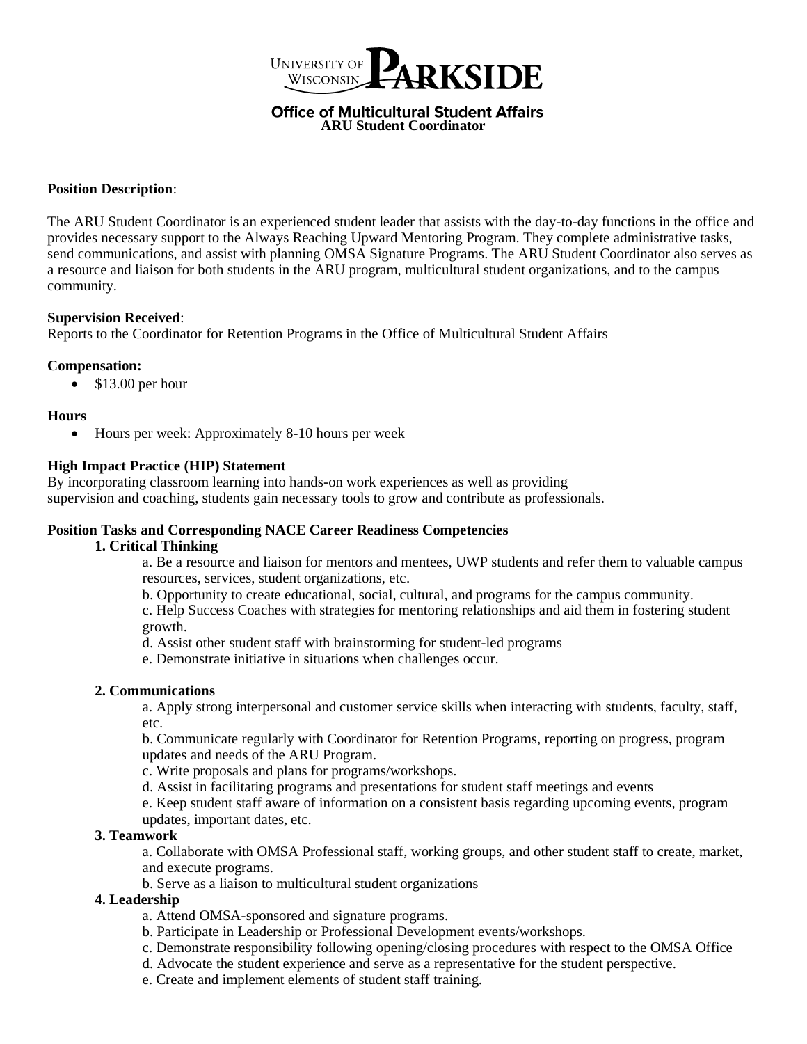UNIVERSITY OF WISCONSIN PARKSIDE

**Office of Multicultural Student Affairs**

**ARU Student Coordinator**

**Position Description**:

The ARU Student Coordinator is an experienced student leader that assists with the day-to-day functions in the office and provides necessary support to the Always Reaching Upward Mentoring Program. They complete administrative tasks, send communications, and assist with planning OMSA Signature Programs. The ARU Student Coordinator also serves as a resource and liaison for both students in the ARU program, multicultural student organizations, and to the campus community.

**Supervision Received**:
Reports to the Coordinator for Retention Programs in the Office of Multicultural Student Affairs

**Compensation:**

- $13.00 per hour

**Hours**

- Hours per week: Approximately 8-10 hours per week

**High Impact Practice (HIP) Statement**
By incorporating classroom learning into hands-on work experiences as well as providing supervision and coaching, students gain necessary tools to grow and contribute as professionals.

**Position Tasks and Corresponding NACE Career Readiness Competencies**

**1. Critical Thinking**

a. Be a resource and liaison for mentors and mentees, UWP students and refer them to valuable campus resources, services, student organizations, etc.
b. Opportunity to create educational, social, cultural, and programs for the campus community.
c. Help Success Coaches with strategies for mentoring relationships and aid them in fostering student growth.
d. Assist other student staff with brainstorming for student-led programs
e. Demonstrate initiative in situations when challenges occur.

**2. Communications**

a. Apply strong interpersonal and customer service skills when interacting with students, faculty, staff, etc.
b. Communicate regularly with Coordinator for Retention Programs, reporting on progress, program updates and needs of the ARU Program.
c. Write proposals and plans for programs/workshops.
d. Assist in facilitating programs and presentations for student staff meetings and events
e. Keep student staff aware of information on a consistent basis regarding upcoming events, program updates, important dates, etc.

**3. Teamwork**

a. Collaborate with OMSA Professional staff, working groups, and other student staff to create, market, and execute programs.
b. Serve as a liaison to multicultural student organizations

**4. Leadership**

a. Attend OMSA-sponsored and signature programs.
b. Participate in Leadership or Professional Development events/workshops.
c. Demonstrate responsibility following opening/closing procedures with respect to the OMSA Office
d. Advocate the student experience and serve as a representative for the student perspective.
e. Create and implement elements of student staff training.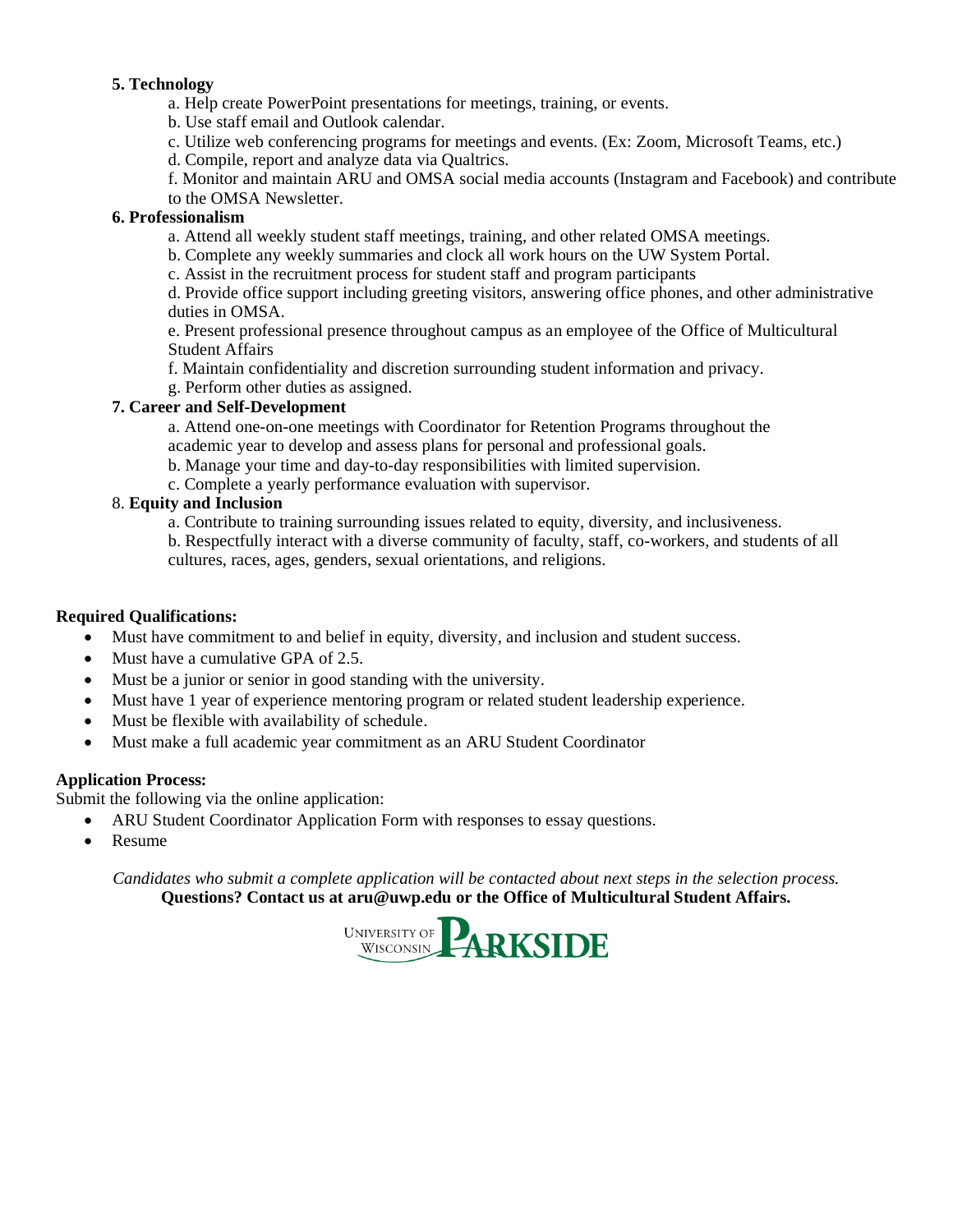**5. Technology**

a. Help create PowerPoint presentations for meetings, training, or events.
b. Use staff email and Outlook calendar.
c. Utilize web conferencing programs for meetings and events. (Ex: Zoom, Microsoft Teams, etc.)
d. Compile, report and analyze data via Qualtrics.
f. Monitor and maintain ARU and OMSA social media accounts (Instagram and Facebook) and contribute to the OMSA Newsletter.

**6. Professionalism**

a. Attend all weekly student staff meetings, training, and other related OMSA meetings.
b. Complete any weekly summaries and clock all work hours on the UW System Portal.
c. Assist in the recruitment process for student staff and program participants
d. Provide office support including greeting visitors, answering office phones, and other administrative duties in OMSA.
e. Present professional presence throughout campus as an employee of the Office of Multicultural Student Affairs
f. Maintain confidentiality and discretion surrounding student information and privacy.
g. Perform other duties as assigned.

**7. Career and Self-Development**

a. Attend one-on-one meetings with Coordinator for Retention Programs throughout the academic year to develop and assess plans for personal and professional goals.
b. Manage your time and day-to-day responsibilities with limited supervision.
c. Complete a yearly performance evaluation with supervisor.

8. **Equity and Inclusion**

a. Contribute to training surrounding issues related to equity, diversity, and inclusiveness.
b. Respectfully interact with a diverse community of faculty, staff, co-workers, and students of all cultures, races, ages, genders, sexual orientations, and religions.

**Required Qualifications:**

- Must have commitment to and belief in equity, diversity, and inclusion and student success.
- Must have a cumulative GPA of 2.5.
- Must be a junior or senior in good standing with the university.
- Must have 1 year of experience mentoring program or related student leadership experience.
- Must be flexible with availability of schedule.
- Must make a full academic year commitment as an ARU Student Coordinator

**Application Process:**

Submit the following via the online application:

- ARU Student Coordinator Application Form with responses to essay questions.
- Resume

*Candidates who submit a complete application will be contacted about next steps in the selection process.*

**Questions? Contact us at aru@uwp.edu or the Office of Multicultural Student Affairs.**

UNIVERSITY OF WISCONSIN PARKSIDE